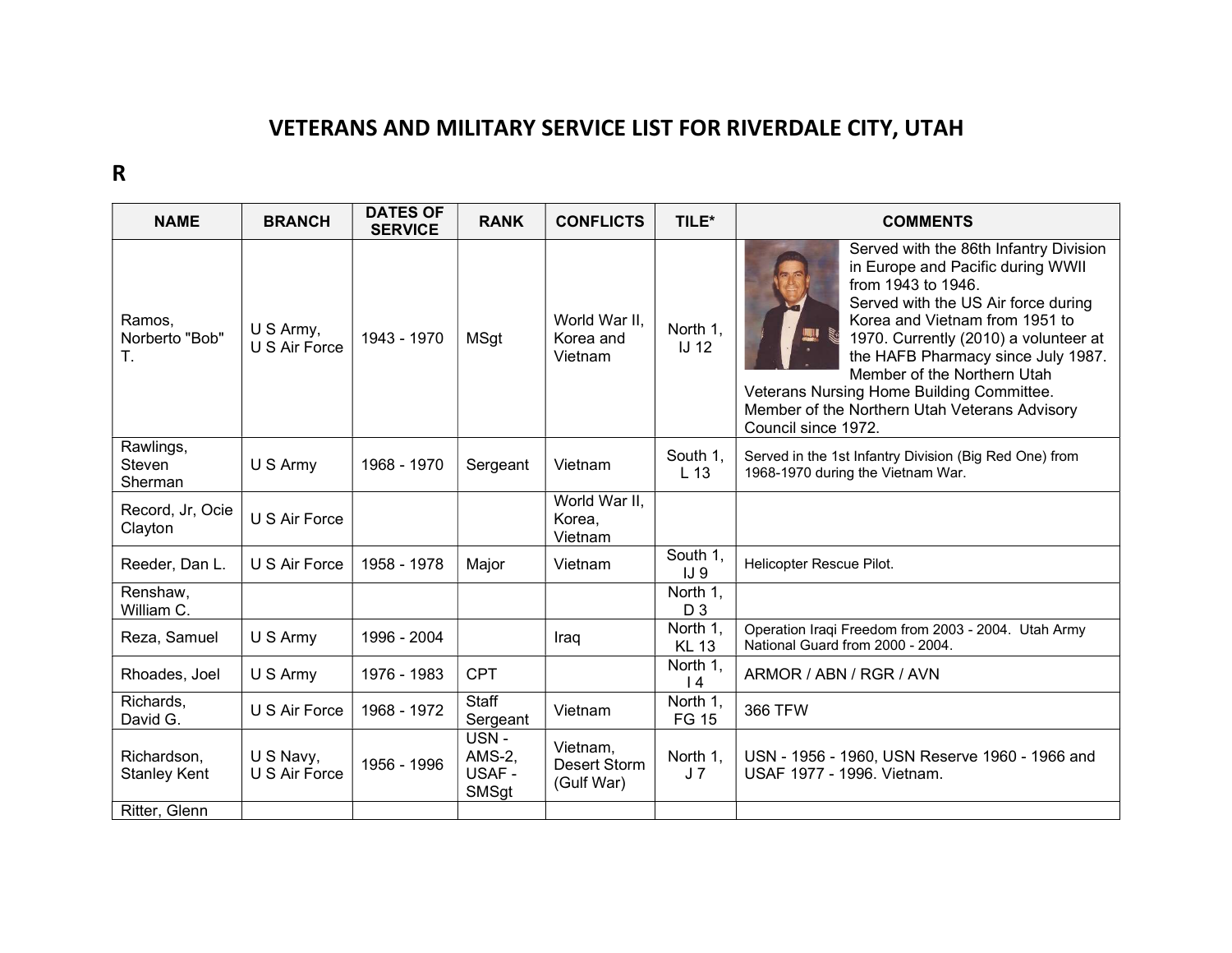# VETERANS AND MILITARY SERVICE LIST FOR RIVERDALE CITY, UTAH

## R

| NAME | BRANCH | DATES OF SERVICE | RANK | CONFLICTS | TILE* | COMMENTS |
|---|---|---|---|---|---|---|
| Ramos, Norberto "Bob" T. | U S Army, U S Air Force | 1943 - 1970 | MSgt | World War II, Korea and Vietnam | North 1, IJ 12 | Served with the 86th Infantry Division in Europe and Pacific during WWII from 1943 to 1946. Served with the US Air force during Korea and Vietnam from 1951 to 1970. Currently (2010) a volunteer at the HAFB Pharmacy since July 1987. Member of the Northern Utah Veterans Nursing Home Building Committee. Member of the Northern Utah Veterans Advisory Council since 1972. |
| Rawlings, Steven Sherman | U S Army | 1968 - 1970 | Sergeant | Vietnam | South 1, L 13 | Served in the 1st Infantry Division (Big Red One) from 1968-1970 during the Vietnam War. |
| Record, Jr, Ocie Clayton | U S Air Force | | | World War II, Korea, Vietnam | | |
| Reeder, Dan L. | U S Air Force | 1958 - 1978 | Major | Vietnam | South 1, IJ 9 | Helicopter Rescue Pilot. |
| Renshaw, William C. | | | | | North 1, D 3 | |
| Reza, Samuel | U S Army | 1996 - 2004 | | Iraq | North 1, KL 13 | Operation Iraqi Freedom from 2003 - 2004. Utah Army National Guard from 2000 - 2004. |
| Rhoades, Joel | U S Army | 1976 - 1983 | CPT | | North 1, I 4 | ARMOR / ABN / RGR / AVN |
| Richards, David G. | U S Air Force | 1968 - 1972 | Staff Sergeant | Vietnam | North 1, FG 15 | 366 TFW |
| Richardson, Stanley Kent | U S Navy, U S Air Force | 1956 - 1996 | USN - AMS-2, USAF - SMSgt | Vietnam, Desert Storm (Gulf War) | North 1, J 7 | USN - 1956 - 1960, USN Reserve 1960 - 1966 and USAF 1977 - 1996. Vietnam. |
| Ritter, Glenn | | | | | | |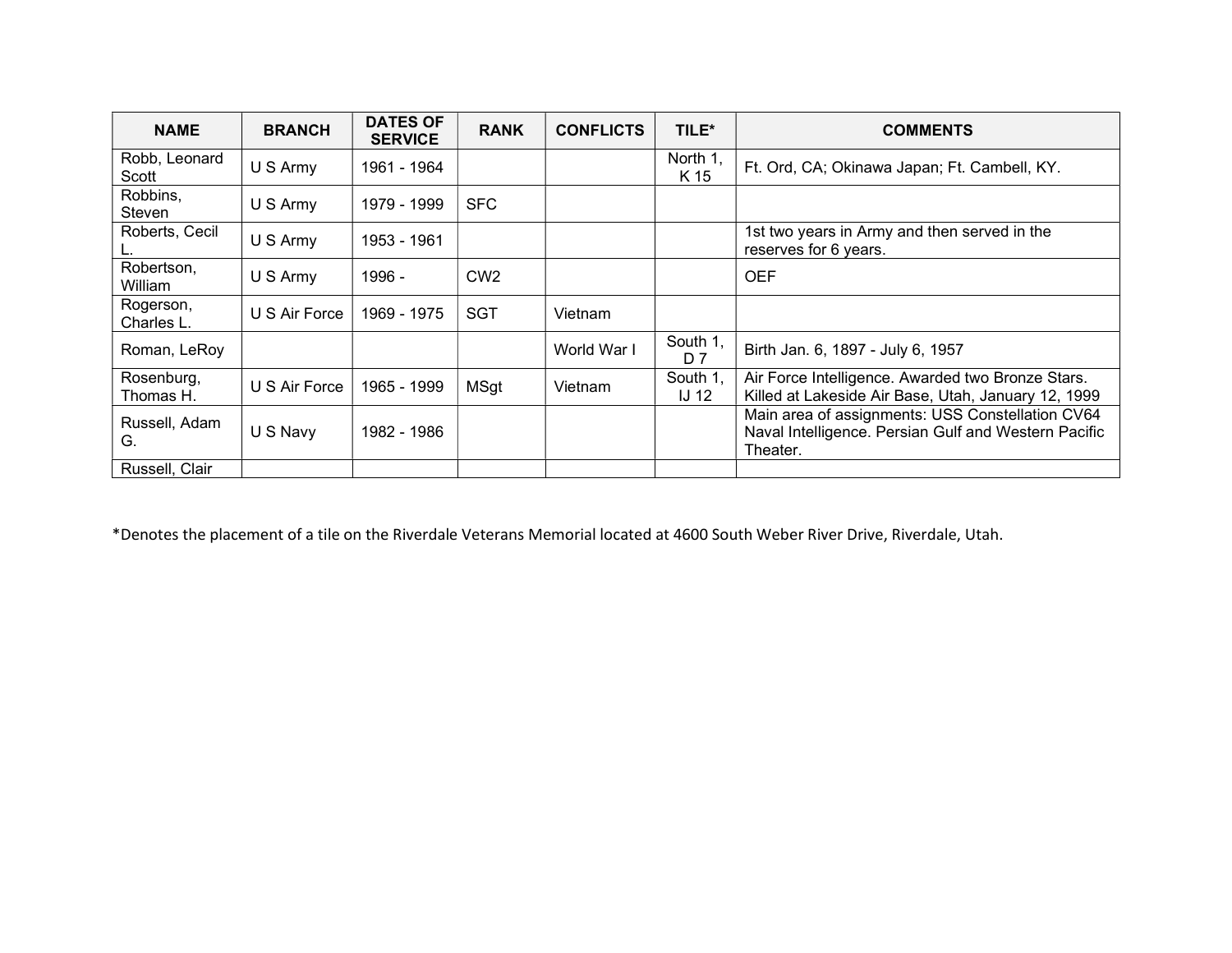| NAME | BRANCH | DATES OF SERVICE | RANK | CONFLICTS | TILE* | COMMENTS |
|---|---|---|---|---|---|---|
| Robb, Leonard Scott | U S Army | 1961 - 1964 | | | North 1, K 15 | Ft. Ord, CA; Okinawa Japan; Ft. Cambell, KY. |
| Robbins, Steven | U S Army | 1979 - 1999 | SFC | | | |
| Roberts, Cecil L. | U S Army | 1953 - 1961 | | | | 1st two years in Army and then served in the reserves for 6 years. |
| Robertson, William | U S Army | 1996 - | CW2 | | | OEF |
| Rogerson, Charles L. | U S Air Force | 1969 - 1975 | SGT | Vietnam | | |
| Roman, LeRoy | | | | World War I | South 1, D 7 | Birth Jan. 6, 1897 - July 6, 1957 |
| Rosenburg, Thomas H. | U S Air Force | 1965 - 1999 | MSgt | Vietnam | South 1, IJ 12 | Air Force Intelligence. Awarded two Bronze Stars. Killed at Lakeside Air Base, Utah, January 12, 1999 |
| Russell, Adam G. | U S Navy | 1982 - 1986 | | | | Main area of assignments: USS Constellation CV64 Naval Intelligence. Persian Gulf and Western Pacific Theater. |
| Russell, Clair | | | | | | |

*Denotes the placement of a tile on the Riverdale Veterans Memorial located at 4600 South Weber River Drive, Riverdale, Utah.